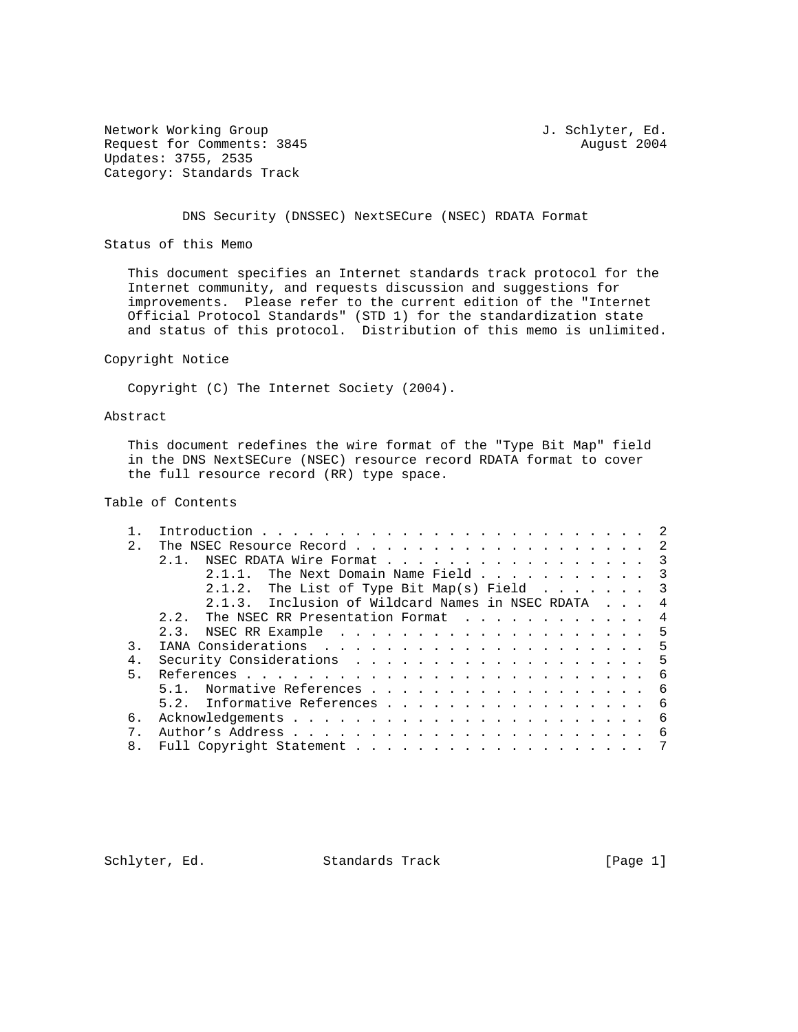Network Working Group J. Schlyter, Ed.
Request for Comments: 3845 August 2004
Updates: 3755, 2535
Category: Standards Track

# DNS Security (DNSSEC) NextSECure (NSEC) RDATA Format

## Status of this Memo

This document specifies an Internet standards track protocol for the Internet community, and requests discussion and suggestions for improvements. Please refer to the current edition of the "Internet Official Protocol Standards" (STD 1) for the standardization state and status of this protocol. Distribution of this memo is unlimited.

## Copyright Notice

Copyright (C) The Internet Society (2004).

## Abstract

This document redefines the wire format of the "Type Bit Map" field in the DNS NextSECure (NSEC) resource record RDATA format to cover the full resource record (RR) type space.

## Table of Contents

```
   1.  Introduction . . . . . . . . . . . . . . . . . . . . . . . . .  2
   2.  The NSEC Resource Record . . . . . . . . . . . . . . . . . . .  2
       2.1.  NSEC RDATA Wire Format . . . . . . . . . . . . . . . . .  3
             2.1.1.  The Next Domain Name Field . . . . . . . . . . .  3
             2.1.2.  The List of Type Bit Map(s) Field  . . . . . . .  3
             2.1.3.  Inclusion of Wildcard Names in NSEC RDATA  . . .  4
       2.2.  The NSEC RR Presentation Format  . . . . . . . . . . . .  4
       2.3.  NSEC RR Example  . . . . . . . . . . . . . . . . . . . .  5
   3.  IANA Considerations  . . . . . . . . . . . . . . . . . . . . .  5
   4.  Security Considerations  . . . . . . . . . . . . . . . . . . .  5
   5.  References . . . . . . . . . . . . . . . . . . . . . . . . . .  6
       5.1.  Normative References . . . . . . . . . . . . . . . . . .  6
       5.2.  Informative References . . . . . . . . . . . . . . . . .  6
   6.  Acknowledgements . . . . . . . . . . . . . . . . . . . . . . .  6
   7.  Author's Address . . . . . . . . . . . . . . . . . . . . . . .  6
   8.  Full Copyright Statement . . . . . . . . . . . . . . . . . . .  7
```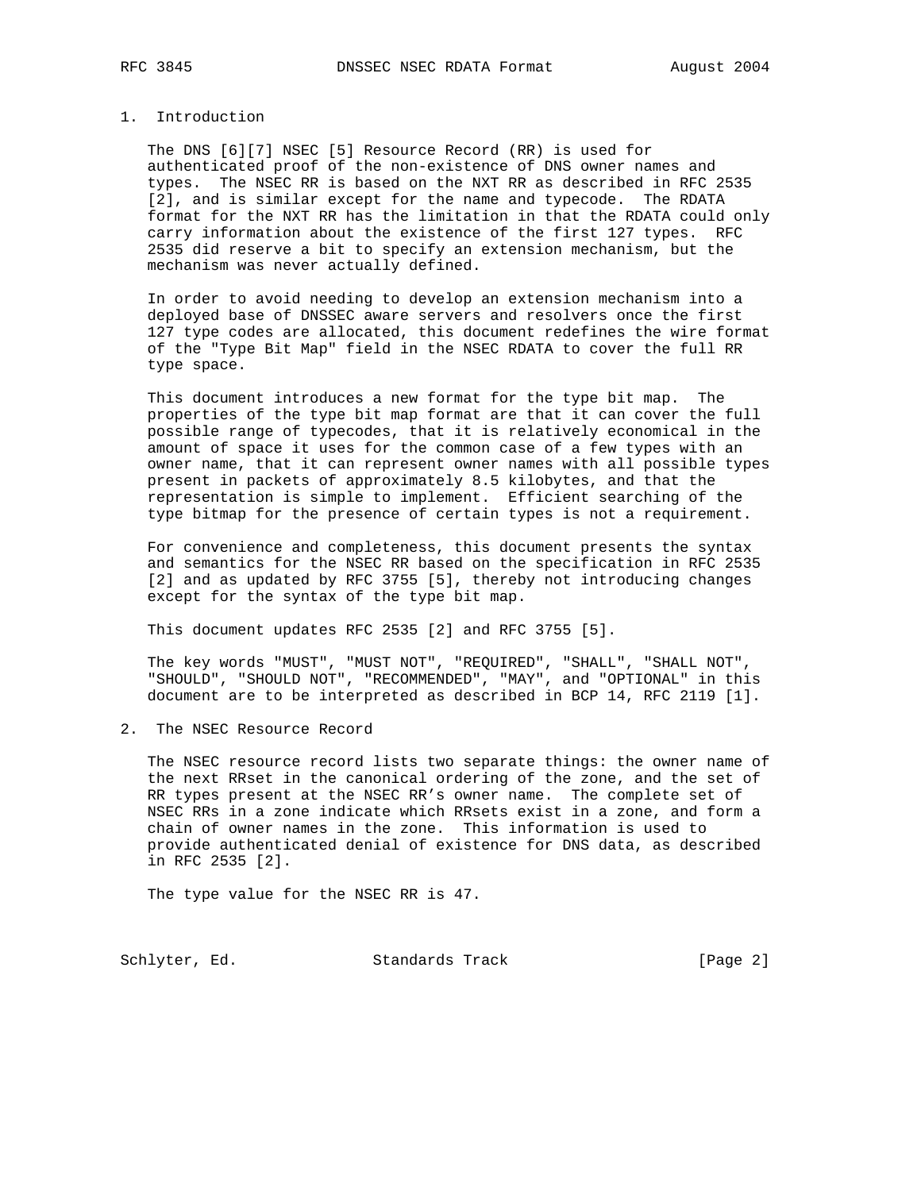## 1. Introduction

The DNS [6][7] NSEC [5] Resource Record (RR) is used for authenticated proof of the non-existence of DNS owner names and types. The NSEC RR is based on the NXT RR as described in RFC 2535 [2], and is similar except for the name and typecode. The RDATA format for the NXT RR has the limitation in that the RDATA could only carry information about the existence of the first 127 types. RFC 2535 did reserve a bit to specify an extension mechanism, but the mechanism was never actually defined.

In order to avoid needing to develop an extension mechanism into a deployed base of DNSSEC aware servers and resolvers once the first 127 type codes are allocated, this document redefines the wire format of the "Type Bit Map" field in the NSEC RDATA to cover the full RR type space.

This document introduces a new format for the type bit map. The properties of the type bit map format are that it can cover the full possible range of typecodes, that it is relatively economical in the amount of space it uses for the common case of a few types with an owner name, that it can represent owner names with all possible types present in packets of approximately 8.5 kilobytes, and that the representation is simple to implement. Efficient searching of the type bitmap for the presence of certain types is not a requirement.

For convenience and completeness, this document presents the syntax and semantics for the NSEC RR based on the specification in RFC 2535 [2] and as updated by RFC 3755 [5], thereby not introducing changes except for the syntax of the type bit map.

This document updates RFC 2535 [2] and RFC 3755 [5].

The key words "MUST", "MUST NOT", "REQUIRED", "SHALL", "SHALL NOT", "SHOULD", "SHOULD NOT", "RECOMMENDED", "MAY", and "OPTIONAL" in this document are to be interpreted as described in BCP 14, RFC 2119 [1].

## 2. The NSEC Resource Record

The NSEC resource record lists two separate things: the owner name of the next RRset in the canonical ordering of the zone, and the set of RR types present at the NSEC RR's owner name. The complete set of NSEC RRs in a zone indicate which RRsets exist in a zone, and form a chain of owner names in the zone. This information is used to provide authenticated denial of existence for DNS data, as described in RFC 2535 [2].

The type value for the NSEC RR is 47.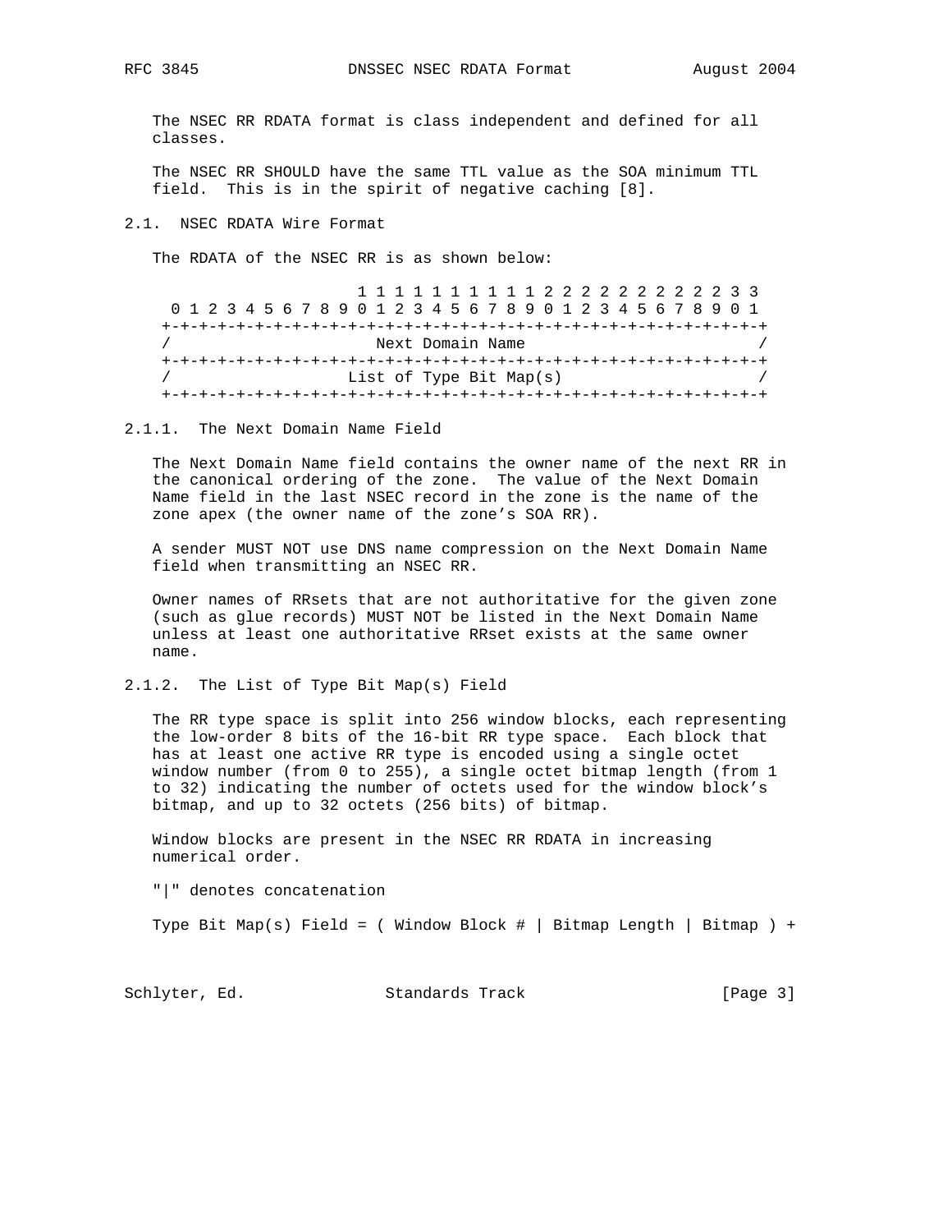The NSEC RR RDATA format is class independent and defined for all classes.

The NSEC RR SHOULD have the same TTL value as the SOA minimum TTL field. This is in the spirit of negative caching [8].

### 2.1. NSEC RDATA Wire Format

The RDATA of the NSEC RR is as shown below:

```
                     1 1 1 1 1 1 1 1 1 1 2 2 2 2 2 2 2 2 2 2 3 3
 0 1 2 3 4 5 6 7 8 9 0 1 2 3 4 5 6 7 8 9 0 1 2 3 4 5 6 7 8 9 0 1
+-+-+-+-+-+-+-+-+-+-+-+-+-+-+-+-+-+-+-+-+-+-+-+-+-+-+-+-+-+-+-+-+
/                      Next Domain Name                         /
+-+-+-+-+-+-+-+-+-+-+-+-+-+-+-+-+-+-+-+-+-+-+-+-+-+-+-+-+-+-+-+-+
/                   List of Type Bit Map(s)                     /
+-+-+-+-+-+-+-+-+-+-+-+-+-+-+-+-+-+-+-+-+-+-+-+-+-+-+-+-+-+-+-+-+
```

#### 2.1.1. The Next Domain Name Field

The Next Domain Name field contains the owner name of the next RR in the canonical ordering of the zone. The value of the Next Domain Name field in the last NSEC record in the zone is the name of the zone apex (the owner name of the zone's SOA RR).

A sender MUST NOT use DNS name compression on the Next Domain Name field when transmitting an NSEC RR.

Owner names of RRsets that are not authoritative for the given zone (such as glue records) MUST NOT be listed in the Next Domain Name unless at least one authoritative RRset exists at the same owner name.

#### 2.1.2. The List of Type Bit Map(s) Field

The RR type space is split into 256 window blocks, each representing the low-order 8 bits of the 16-bit RR type space. Each block that has at least one active RR type is encoded using a single octet window number (from 0 to 255), a single octet bitmap length (from 1 to 32) indicating the number of octets used for the window block's bitmap, and up to 32 octets (256 bits) of bitmap.

Window blocks are present in the NSEC RR RDATA in increasing numerical order.

"|" denotes concatenation

Type Bit Map(s) Field = ( Window Block # | Bitmap Length | Bitmap ) +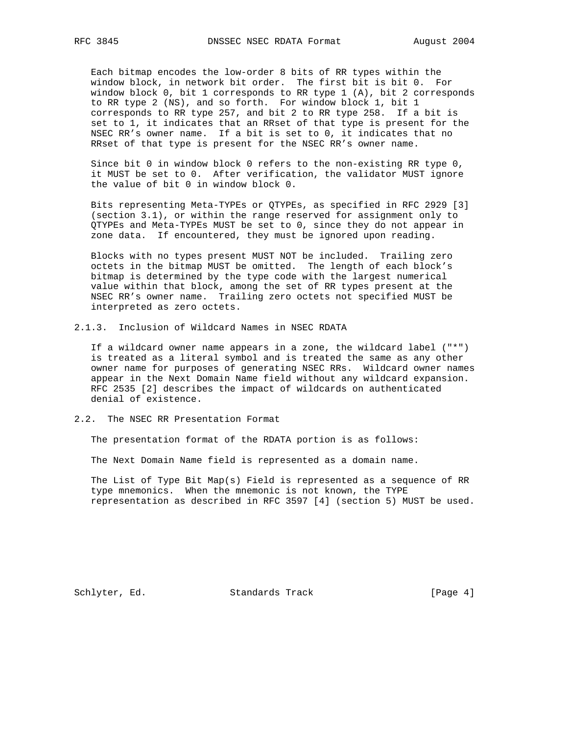Each bitmap encodes the low-order 8 bits of RR types within the window block, in network bit order. The first bit is bit 0. For window block 0, bit 1 corresponds to RR type 1 (A), bit 2 corresponds to RR type 2 (NS), and so forth. For window block 1, bit 1 corresponds to RR type 257, and bit 2 to RR type 258. If a bit is set to 1, it indicates that an RRset of that type is present for the NSEC RR's owner name. If a bit is set to 0, it indicates that no RRset of that type is present for the NSEC RR's owner name.

Since bit 0 in window block 0 refers to the non-existing RR type 0, it MUST be set to 0. After verification, the validator MUST ignore the value of bit 0 in window block 0.

Bits representing Meta-TYPEs or QTYPEs, as specified in RFC 2929 [3] (section 3.1), or within the range reserved for assignment only to QTYPEs and Meta-TYPEs MUST be set to 0, since they do not appear in zone data. If encountered, they must be ignored upon reading.

Blocks with no types present MUST NOT be included. Trailing zero octets in the bitmap MUST be omitted. The length of each block's bitmap is determined by the type code with the largest numerical value within that block, among the set of RR types present at the NSEC RR's owner name. Trailing zero octets not specified MUST be interpreted as zero octets.

### 2.1.3. Inclusion of Wildcard Names in NSEC RDATA

If a wildcard owner name appears in a zone, the wildcard label ("*") is treated as a literal symbol and is treated the same as any other owner name for purposes of generating NSEC RRs. Wildcard owner names appear in the Next Domain Name field without any wildcard expansion. RFC 2535 [2] describes the impact of wildcards on authenticated denial of existence.

## 2.2. The NSEC RR Presentation Format

The presentation format of the RDATA portion is as follows:

The Next Domain Name field is represented as a domain name.

The List of Type Bit Map(s) Field is represented as a sequence of RR type mnemonics. When the mnemonic is not known, the TYPE representation as described in RFC 3597 [4] (section 5) MUST be used.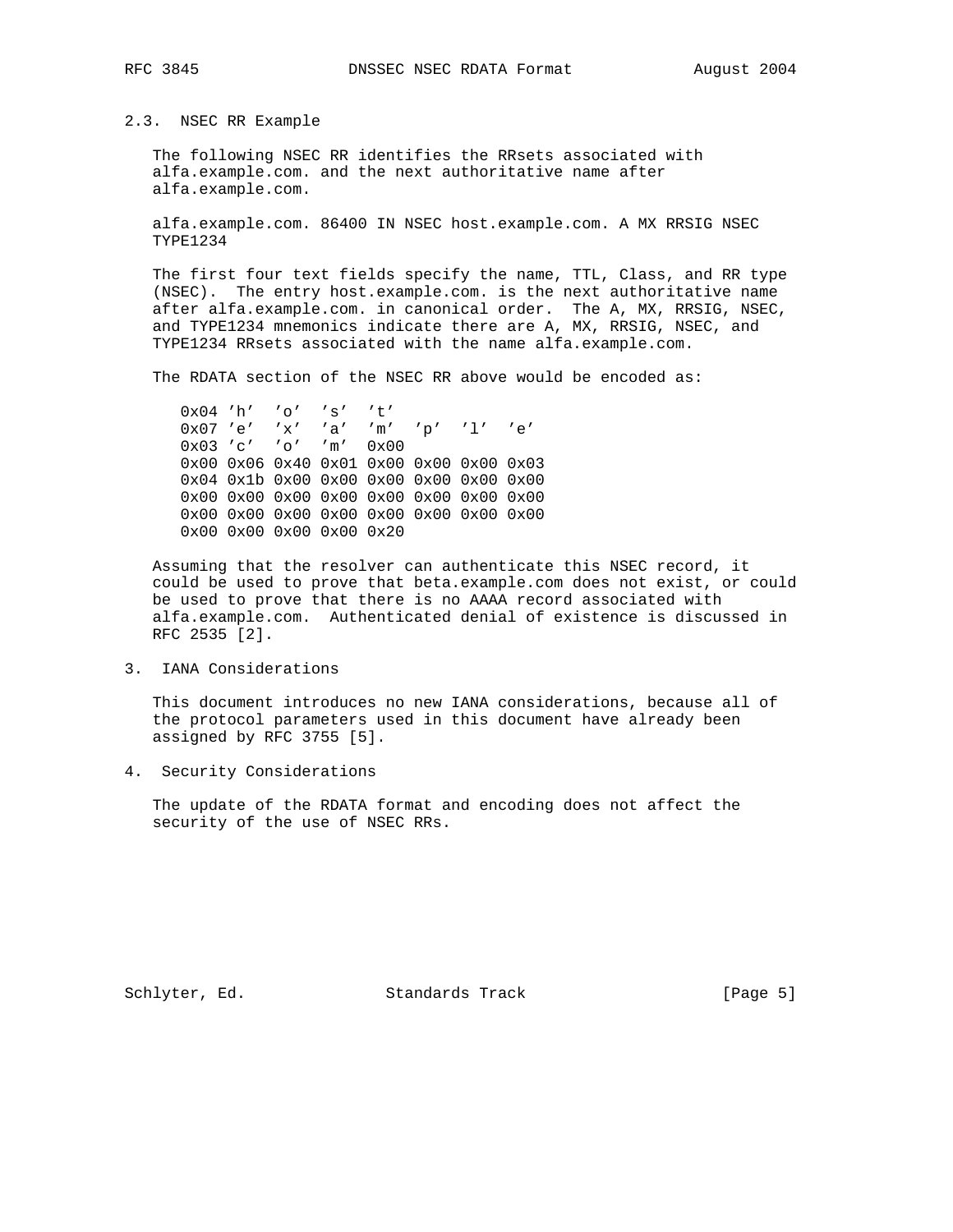## 2.3. NSEC RR Example

The following NSEC RR identifies the RRsets associated with alfa.example.com. and the next authoritative name after alfa.example.com.

```
alfa.example.com. 86400 IN NSEC host.example.com. A MX RRSIG NSEC
TYPE1234
```

The first four text fields specify the name, TTL, Class, and RR type (NSEC). The entry host.example.com. is the next authoritative name after alfa.example.com. in canonical order. The A, MX, RRSIG, NSEC, and TYPE1234 mnemonics indicate there are A, MX, RRSIG, NSEC, and TYPE1234 RRsets associated with the name alfa.example.com.

The RDATA section of the NSEC RR above would be encoded as:

```
0x04 'h'  'o'  's'  't'
0x07 'e'  'x'  'a'  'm'  'p'  'l'  'e'
0x03 'c'  'o'  'm'  0x00
0x00 0x06 0x40 0x01 0x00 0x00 0x00 0x03
0x04 0x1b 0x00 0x00 0x00 0x00 0x00 0x00
0x00 0x00 0x00 0x00 0x00 0x00 0x00 0x00
0x00 0x00 0x00 0x00 0x00 0x00 0x00 0x00
0x00 0x00 0x00 0x00 0x20
```

Assuming that the resolver can authenticate this NSEC record, it could be used to prove that beta.example.com does not exist, or could be used to prove that there is no AAAA record associated with alfa.example.com. Authenticated denial of existence is discussed in RFC 2535 [2].

# 3. IANA Considerations

This document introduces no new IANA considerations, because all of the protocol parameters used in this document have already been assigned by RFC 3755 [5].

# 4. Security Considerations

The update of the RDATA format and encoding does not affect the security of the use of NSEC RRs.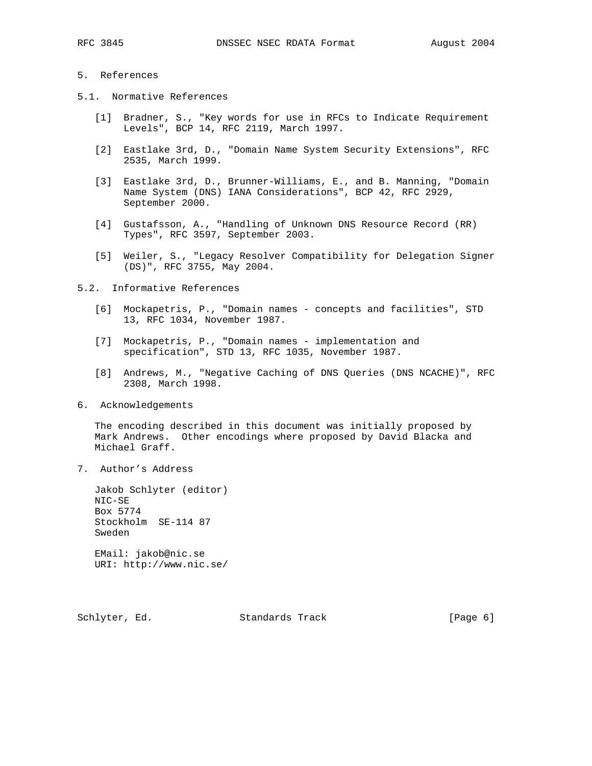## 5. References

### 5.1. Normative References

[1] Bradner, S., "Key words for use in RFCs to Indicate Requirement Levels", BCP 14, RFC 2119, March 1997.

[2] Eastlake 3rd, D., "Domain Name System Security Extensions", RFC 2535, March 1999.

[3] Eastlake 3rd, D., Brunner-Williams, E., and B. Manning, "Domain Name System (DNS) IANA Considerations", BCP 42, RFC 2929, September 2000.

[4] Gustafsson, A., "Handling of Unknown DNS Resource Record (RR) Types", RFC 3597, September 2003.

[5] Weiler, S., "Legacy Resolver Compatibility for Delegation Signer (DS)", RFC 3755, May 2004.

### 5.2. Informative References

[6] Mockapetris, P., "Domain names - concepts and facilities", STD 13, RFC 1034, November 1987.

[7] Mockapetris, P., "Domain names - implementation and specification", STD 13, RFC 1035, November 1987.

[8] Andrews, M., "Negative Caching of DNS Queries (DNS NCACHE)", RFC 2308, March 1998.

## 6. Acknowledgements

The encoding described in this document was initially proposed by Mark Andrews. Other encodings where proposed by David Blacka and Michael Graff.

## 7. Author's Address

Jakob Schlyter (editor)
NIC-SE
Box 5774
Stockholm SE-114 87
Sweden

EMail: jakob@nic.se
URI: http://www.nic.se/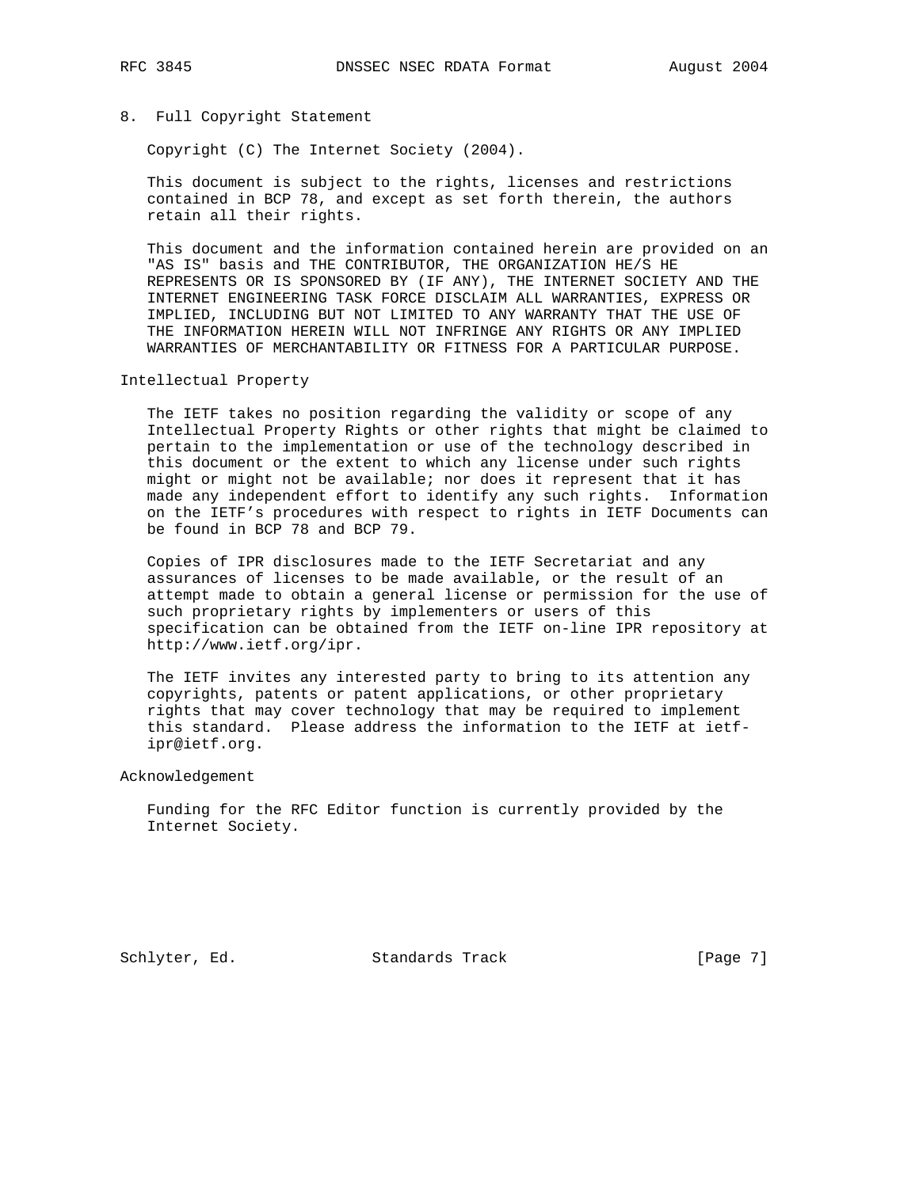## 8. Full Copyright Statement

Copyright (C) The Internet Society (2004).

This document is subject to the rights, licenses and restrictions contained in BCP 78, and except as set forth therein, the authors retain all their rights.

This document and the information contained herein are provided on an "AS IS" basis and THE CONTRIBUTOR, THE ORGANIZATION HE/S HE REPRESENTS OR IS SPONSORED BY (IF ANY), THE INTERNET SOCIETY AND THE INTERNET ENGINEERING TASK FORCE DISCLAIM ALL WARRANTIES, EXPRESS OR IMPLIED, INCLUDING BUT NOT LIMITED TO ANY WARRANTY THAT THE USE OF THE INFORMATION HEREIN WILL NOT INFRINGE ANY RIGHTS OR ANY IMPLIED WARRANTIES OF MERCHANTABILITY OR FITNESS FOR A PARTICULAR PURPOSE.

## Intellectual Property

The IETF takes no position regarding the validity or scope of any Intellectual Property Rights or other rights that might be claimed to pertain to the implementation or use of the technology described in this document or the extent to which any license under such rights might or might not be available; nor does it represent that it has made any independent effort to identify any such rights. Information on the IETF's procedures with respect to rights in IETF Documents can be found in BCP 78 and BCP 79.

Copies of IPR disclosures made to the IETF Secretariat and any assurances of licenses to be made available, or the result of an attempt made to obtain a general license or permission for the use of such proprietary rights by implementers or users of this specification can be obtained from the IETF on-line IPR repository at http://www.ietf.org/ipr.

The IETF invites any interested party to bring to its attention any copyrights, patents or patent applications, or other proprietary rights that may cover technology that may be required to implement this standard. Please address the information to the IETF at ietf-ipr@ietf.org.

## Acknowledgement

Funding for the RFC Editor function is currently provided by the Internet Society.